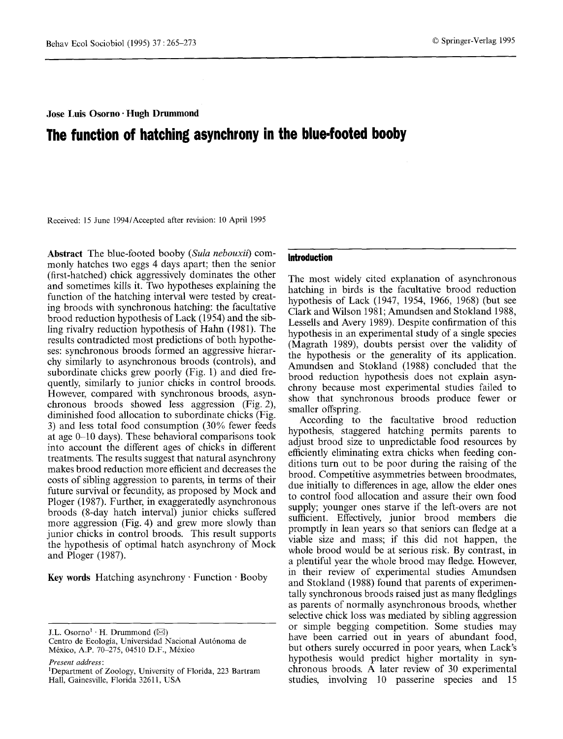Jose Luis Osorno · Hugh Drummond

# The function of hatching asynchrony in the blue-footed booby

Received: 15 June 1994/Accepted after revision: 10 April 1995

**Abstract** The blue-footed booby (*Sula nebouxii*) commonly hatches two eggs 4 days apart; then the senior (first-hatched) chick aggressively dominates the other and sometimes kills it. Two hypotheses explaining the function of the hatching interval were tested by creating broods with synchronous hatching: the facultative brood reduction hypothesis of Lack (1954) and the sibling rivalry reduction hypothesis of Hahn (1981). The results contradicted most predictions of both hypotheses: synchronous broods formed an aggressive hierarchy similarly to asynchronous broods (controls), and subordinate chicks grew poorly (Fig. 1) and died frequently, similarly to junior chicks in control broods. However, compared with synchronous broods, asynchronous broods showed less aggression (Fig. 2), diminished food allocation to subordinate chicks (Fig. 3) and less total food consumption (30% fewer feeds at age 0–10 days). These behavioral comparisons took into account the different ages of chicks in different treatments. The results suggest that natural asynchrony makes brood reduction more efficient and decreases the costs of sibling aggression to parents, in terms of their future survival or fecundity, as proposed by Mock and Ploger (1987). Further, in exaggeratedly asynchronous broods (8-day hatch interval) junior chicks suffered more aggression (Fig. 4) and grew more slowly than junior chicks in control broods. This result supports the hypothesis of optimal hatch asynchrony of Mock and Ploger (1987).

**Key words** Hatching asynchrony · Function · Booby

J.L. Osorno[1] · H. Drummond (✉)
Centro de Ecología, Universidad Nacional Autónoma de México, A.P. 70–275, 04510 D.F., México

*Present address*:
[1]Department of Zoology, University of Florida, 223 Bartram Hall, Gainesville, Florida 32611, USA

## Introduction

The most widely cited explanation of asynchronous hatching in birds is the facultative brood reduction hypothesis of Lack (1947, 1954, 1966, 1968) (but see Clark and Wilson 1981; Amundsen and Stokland 1988, Lessells and Avery 1989). Despite confirmation of this hypothesis in an experimental study of a single species (Magrath 1989), doubts persist over the validity of the hypothesis or the generality of its application. Amundsen and Stokland (1988) concluded that the brood reduction hypothesis does not explain asynchrony because most experimental studies failed to show that synchronous broods produce fewer or smaller offspring.

According to the facultative brood reduction hypothesis, staggered hatching permits parents to adjust brood size to unpredictable food resources by efficiently eliminating extra chicks when feeding conditions turn out to be poor during the raising of the brood. Competitive asymmetries between broodmates, due initially to differences in age, allow the elder ones to control food allocation and assure their own food supply; younger ones starve if the left-overs are not sufficient. Effectively, junior brood members die promptly in lean years so that seniors can fledge at a viable size and mass; if this did not happen, the whole brood would be at serious risk. By contrast, in a plentiful year the whole brood may fledge. However, in their review of experimental studies Amundsen and Stokland (1988) found that parents of experimentally synchronous broods raised just as many fledglings as parents of normally asynchronous broods, whether selective chick loss was mediated by sibling aggression or simple begging competition. Some studies may have been carried out in years of abundant food, but others surely occurred in poor years, when Lack's hypothesis would predict higher mortality in synchronous broods. A later review of 30 experimental studies, involving 10 passerine species and 15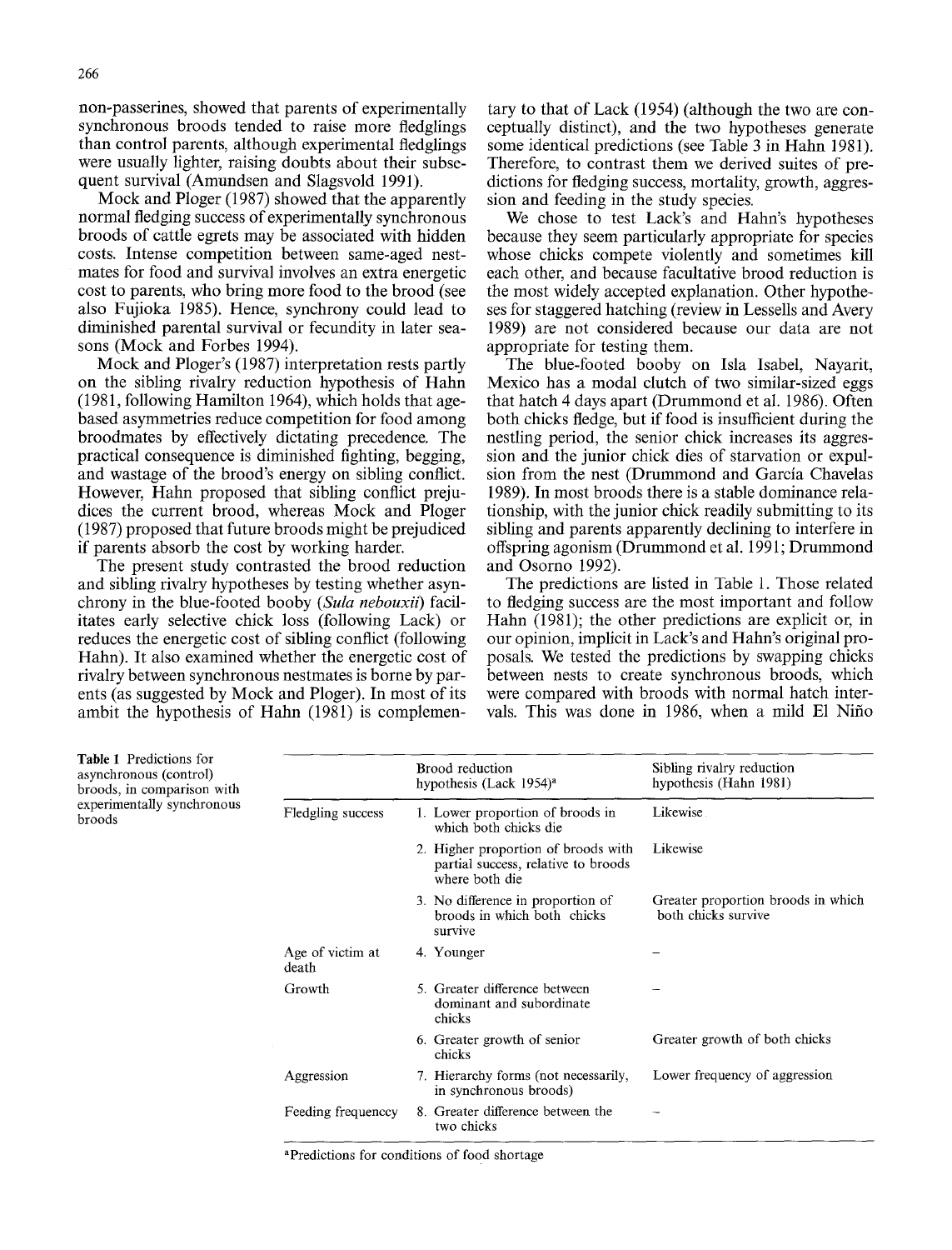non-passerines, showed that parents of experimentally synchronous broods tended to raise more fledglings than control parents, although experimental fledglings were usually lighter, raising doubts about their subsequent survival (Amundsen and Slagsvold 1991).

Mock and Ploger (1987) showed that the apparently normal fledging success of experimentally synchronous broods of cattle egrets may be associated with hidden costs. Intense competition between same-aged nestmates for food and survival involves an extra energetic cost to parents, who bring more food to the brood (see also Fujioka 1985). Hence, synchrony could lead to diminished parental survival or fecundity in later seasons (Mock and Forbes 1994).

Mock and Ploger's (1987) interpretation rests partly on the sibling rivalry reduction hypothesis of Hahn (1981, following Hamilton 1964), which holds that age-based asymmetries reduce competition for food among broodmates by effectively dictating precedence. The practical consequence is diminished fighting, begging, and wastage of the brood's energy on sibling conflict. However, Hahn proposed that sibling conflict prejudices the current brood, whereas Mock and Ploger (1987) proposed that future broods might be prejudiced if parents absorb the cost by working harder.

The present study contrasted the brood reduction and sibling rivalry hypotheses by testing whether asynchrony in the blue-footed booby (*Sula nebouxii*) facilitates early selective chick loss (following Lack) or reduces the energetic cost of sibling conflict (following Hahn). It also examined whether the energetic cost of rivalry between synchronous nestmates is borne by parents (as suggested by Mock and Ploger). In most of its ambit the hypothesis of Hahn (1981) is complementary to that of Lack (1954) (although the two are conceptually distinct), and the two hypotheses generate some identical predictions (see Table 3 in Hahn 1981). Therefore, to contrast them we derived suites of predictions for fledging success, mortality, growth, aggression and feeding in the study species.

We chose to test Lack's and Hahn's hypotheses because they seem particularly appropriate for species whose chicks compete violently and sometimes kill each other, and because facultative brood reduction is the most widely accepted explanation. Other hypotheses for staggered hatching (review in Lessells and Avery 1989) are not considered because our data are not appropriate for testing them.

The blue-footed booby on Isla Isabel, Nayarit, Mexico has a modal clutch of two similar-sized eggs that hatch 4 days apart (Drummond et al. 1986). Often both chicks fledge, but if food is insufficient during the nestling period, the senior chick increases its aggression and the junior chick dies of starvation or expulsion from the nest (Drummond and García Chavelas 1989). In most broods there is a stable dominance relationship, with the junior chick readily submitting to its sibling and parents apparently declining to interfere in offspring agonism (Drummond et al. 1991; Drummond and Osorno 1992).

The predictions are listed in Table 1. Those related to fledging success are the most important and follow Hahn (1981); the other predictions are explicit or, in our opinion, implicit in Lack's and Hahn's original proposals. We tested the predictions by swapping chicks between nests to create synchronous broods, which were compared with broods with normal hatch intervals. This was done in 1986, when a mild El Niño

**Table 1** Predictions for asynchronous (control) broods, in comparison with experimentally synchronous broods

| | Brood reduction hypothesis (Lack 1954)[a] | Sibling rivalry reduction hypothesis (Hahn 1981) |
|---|---|---|
| Fledgling success | 1. Lower proportion of broods in which both chicks die | Likewise |
| | 2. Higher proportion of broods with partial success, relative to broods where both die | Likewise |
| | 3. No difference in proportion of broods in which both chicks survive | Greater proportion broods in which both chicks survive |
| Age of victim at death | 4. Younger | – |
| Growth | 5. Greater difference between dominant and subordinate chicks | – |
| | 6. Greater growth of senior chicks | Greater growth of both chicks |
| Aggression | 7. Hierarchy forms (not necessarily, in synchronous broods) | Lower frequency of aggression |
| Feeding frequenccy | 8. Greater difference between the two chicks | – |

[a]Predictions for conditions of food shortage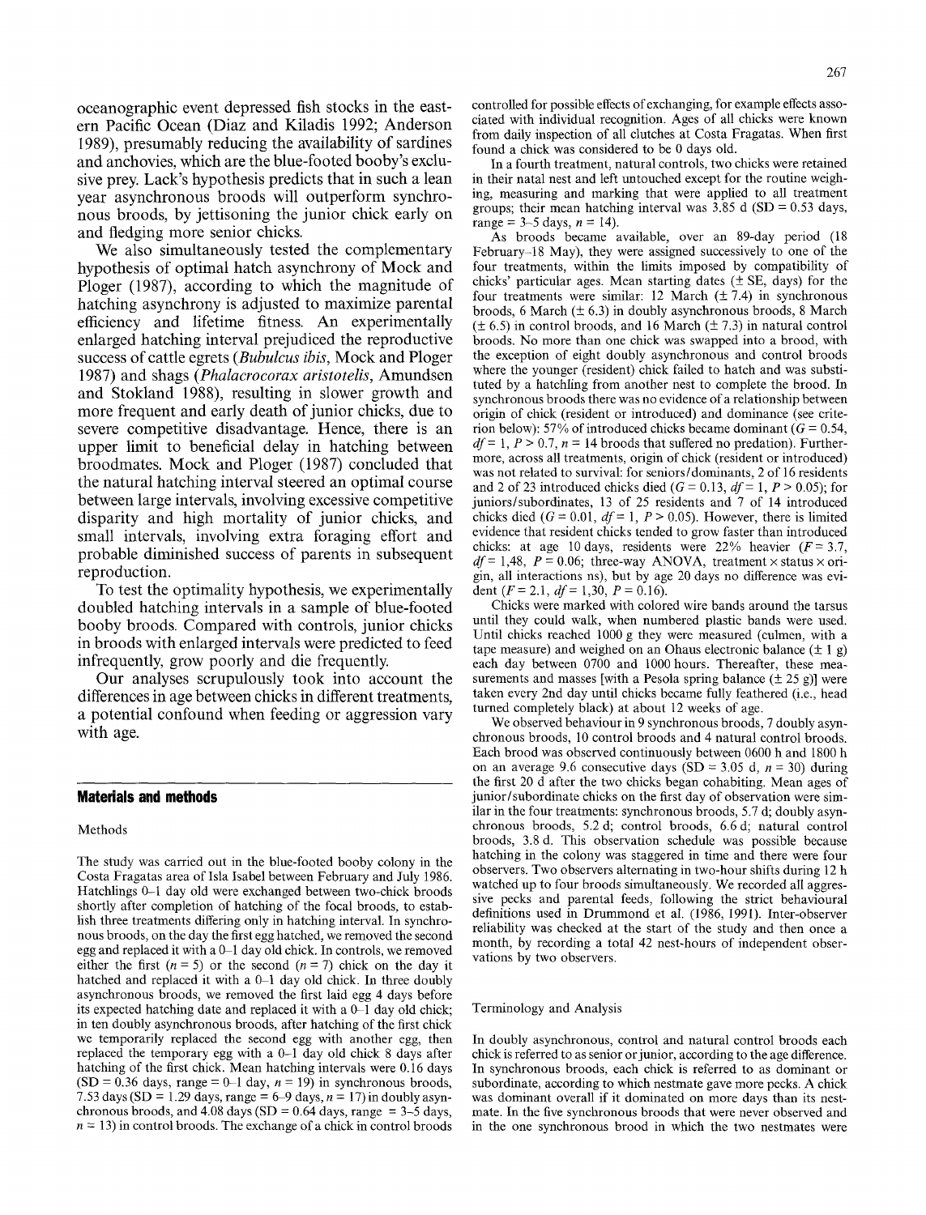oceanographic event depressed fish stocks in the eastern Pacific Ocean (Diaz and Kiladis 1992; Anderson 1989), presumably reducing the availability of sardines and anchovies, which are the blue-footed booby's exclusive prey. Lack's hypothesis predicts that in such a lean year asynchronous broods will outperform synchronous broods, by jettisoning the junior chick early on and fledging more senior chicks.

We also simultaneously tested the complementary hypothesis of optimal hatch asynchrony of Mock and Ploger (1987), according to which the magnitude of hatching asynchrony is adjusted to maximize parental efficiency and lifetime fitness. An experimentally enlarged hatching interval prejudiced the reproductive success of cattle egrets (*Bubulcus ibis*, Mock and Ploger 1987) and shags (*Phalacrocorax aristotelis*, Amundsen and Stokland 1988), resulting in slower growth and more frequent and early death of junior chicks, due to severe competitive disadvantage. Hence, there is an upper limit to beneficial delay in hatching between broodmates. Mock and Ploger (1987) concluded that the natural hatching interval steered an optimal course between large intervals, involving excessive competitive disparity and high mortality of junior chicks, and small intervals, involving extra foraging effort and probable diminished success of parents in subsequent reproduction.

To test the optimality hypothesis, we experimentally doubled hatching intervals in a sample of blue-footed booby broods. Compared with controls, junior chicks in broods with enlarged intervals were predicted to feed infrequently, grow poorly and die frequently.

Our analyses scrupulously took into account the differences in age between chicks in different treatments, a potential confound when feeding or aggression vary with age.

## Materials and methods

### Methods

The study was carried out in the blue-footed booby colony in the Costa Fragatas area of Isla Isabel between February and July 1986. Hatchlings 0–1 day old were exchanged between two-chick broods shortly after completion of hatching of the focal broods, to establish three treatments differing only in hatching interval. In synchronous broods, on the day the first egg hatched, we removed the second egg and replaced it with a 0–1 day old chick. In controls, we removed either the first ($n = 5$) or the second ($n = 7$) chick on the day it hatched and replaced it with a 0–1 day old chick. In three doubly asynchronous broods, we removed the first laid egg 4 days before its expected hatching date and replaced it with a 0–1 day old chick; in ten doubly asynchronous broods, after hatching of the first chick we temporarily replaced the second egg with another egg, then replaced the temporary egg with a 0–1 day old chick 8 days after hatching of the first chick. Mean hatching intervals were 0.16 days (SD = 0.36 days, range = 0–1 day, $n = 19$) in synchronous broods, 7.53 days (SD = 1.29 days, range = 6–9 days, $n = 17$) in doubly asynchronous broods, and 4.08 days (SD = 0.64 days, range = 3–5 days, $n = 13$) in control broods. The exchange of a chick in control broods controlled for possible effects of exchanging, for example effects associated with individual recognition. Ages of all chicks were known from daily inspection of all clutches at Costa Fragatas. When first found a chick was considered to be 0 days old.

In a fourth treatment, natural controls, two chicks were retained in their natal nest and left untouched except for the routine weighing, measuring and marking that were applied to all treatment groups; their mean hatching interval was 3.85 d (SD = 0.53 days, range = 3–5 days, $n = 14$).

As broods became available, over an 89-day period (18 February–18 May), they were assigned successively to one of the four treatments, within the limits imposed by compatibility of chicks' particular ages. Mean starting dates (± SE, days) for the four treatments were similar: 12 March (± 7.4) in synchronous broods, 6 March (± 6.3) in doubly asynchronous broods, 8 March (± 6.5) in control broods, and 16 March (± 7.3) in natural control broods. No more than one chick was swapped into a brood, with the exception of eight doubly asynchronous and control broods where the younger (resident) chick failed to hatch and was substituted by a hatchling from another nest to complete the brood. In synchronous broods there was no evidence of a relationship between origin of chick (resident or introduced) and dominance (see criterion below): 57% of introduced chicks became dominant ($G = 0.54$, $df = 1$, $P > 0.7$, $n = 14$ broods that suffered no predation). Furthermore, across all treatments, origin of chick (resident or introduced) was not related to survival: for seniors/dominants, 2 of 16 residents and 2 of 23 introduced chicks died ($G = 0.13$, $df = 1$, $P > 0.05$); for juniors/subordinates, 13 of 25 residents and 7 of 14 introduced chicks died ($G = 0.01$, $df = 1$, $P > 0.05$). However, there is limited evidence that resident chicks tended to grow faster than introduced chicks: at age 10 days, residents were 22% heavier ($F = 3.7$, $df = 1{,}48$, $P = 0.06$; three-way ANOVA, treatment × status × origin, all interactions ns), but by age 20 days no difference was evident ($F = 2.1$, $df = 1{,}30$, $P = 0.16$).

Chicks were marked with colored wire bands around the tarsus until they could walk, when numbered plastic bands were used. Until chicks reached 1000 g they were measured (culmen, with a tape measure) and weighed on an Ohaus electronic balance (± 1 g) each day between 0700 and 1000 hours. Thereafter, these measurements and masses [with a Pesola spring balance (± 25 g)] were taken every 2nd day until chicks became fully feathered (i.e., head turned completely black) at about 12 weeks of age.

We observed behaviour in 9 synchronous broods, 7 doubly asynchronous broods, 10 control broods and 4 natural control broods. Each brood was observed continuously between 0600 h and 1800 h on an average 9.6 consecutive days (SD = 3.05 d, $n = 30$) during the first 20 d after the two chicks began cohabiting. Mean ages of junior/subordinate chicks on the first day of observation were similar in the four treatments: synchronous broods, 5.7 d; doubly asynchronous broods, 5.2 d; control broods, 6.6 d; natural control broods, 3.8 d. This observation schedule was possible because hatching in the colony was staggered in time and there were four observers. Two observers alternating in two-hour shifts during 12 h watched up to four broods simultaneously. We recorded all aggressive pecks and parental feeds, following the strict behavioural definitions used in Drummond et al. (1986, 1991). Inter-observer reliability was checked at the start of the study and then once a month, by recording a total 42 nest-hours of independent observations by two observers.

### Terminology and Analysis

In doubly asynchronous, control and natural control broods each chick is referred to as senior or junior, according to the age difference. In synchronous broods, each chick is referred to as dominant or subordinate, according to which nestmate gave more pecks. A chick was dominant overall if it dominated on more days than its nestmate. In the five synchronous broods that were never observed and in the one synchronous brood in which the two nestmates were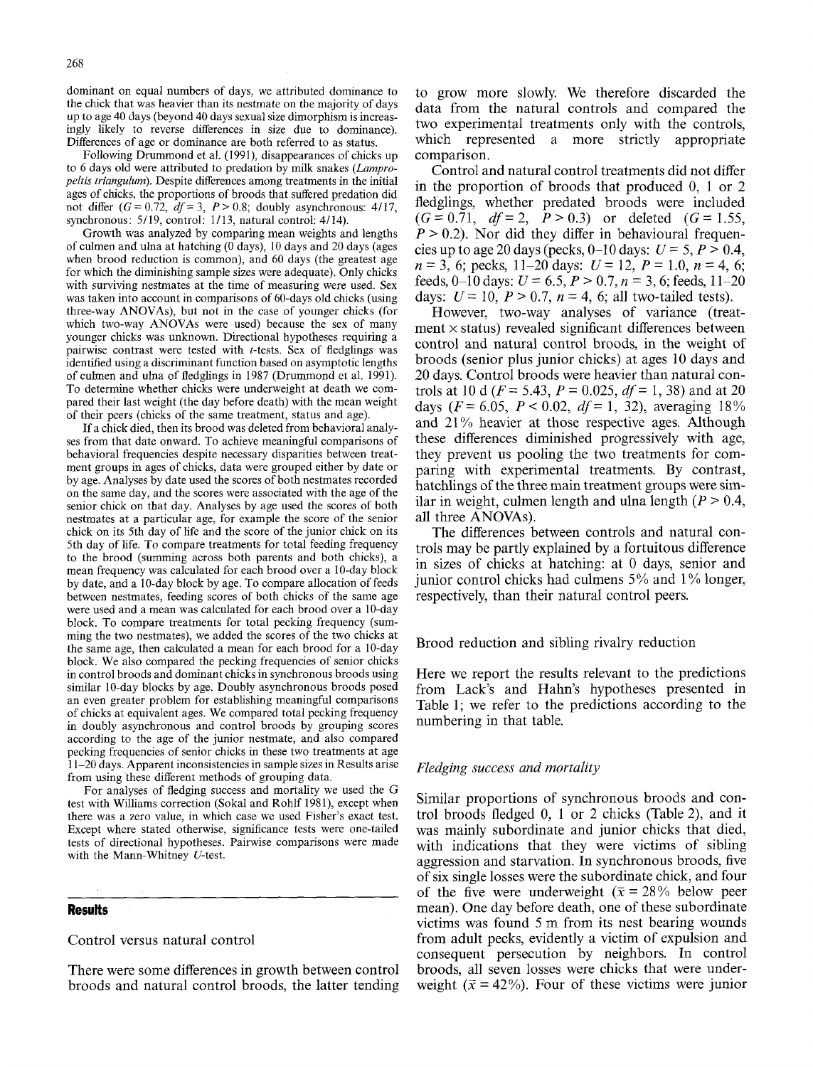dominant on equal numbers of days, we attributed dominance to the chick that was heavier than its nestmate on the majority of days up to age 40 days (beyond 40 days sexual size dimorphism is increasingly likely to reverse differences in size due to dominance). Differences of age or dominance are both referred to as status.

Following Drummond et al. (1991), disappearances of chicks up to 6 days old were attributed to predation by milk snakes (*Lampropeltis triangulum*). Despite differences among treatments in the initial ages of chicks, the proportions of broods that suffered predation did not differ ($G = 0.72$, $df = 3$, $P > 0.8$; doubly asynchronous: 4/17, synchronous: 5/19, control: 1/13, natural control: 4/14).

Growth was analyzed by comparing mean weights and lengths of culmen and ulna at hatching (0 days), 10 days and 20 days (ages when brood reduction is common), and 60 days (the greatest age for which the diminishing sample sizes were adequate). Only chicks with surviving nestmates at the time of measuring were used. Sex was taken into account in comparisons of 60-days old chicks (using three-way ANOVAs), but not in the case of younger chicks (for which two-way ANOVAs were used) because the sex of many younger chicks was unknown. Directional hypotheses requiring a pairwise contrast were tested with *t*-tests. Sex of fledglings was identified using a discriminant function based on asymptotic lengths of culmen and ulna of fledglings in 1987 (Drummond et al. 1991). To determine whether chicks were underweight at death we compared their last weight (the day before death) with the mean weight of their peers (chicks of the same treatment, status and age).

If a chick died, then its brood was deleted from behavioral analyses from that date onward. To achieve meaningful comparisons of behavioral frequencies despite necessary disparities between treatment groups in ages of chicks, data were grouped either by date or by age. Analyses by date used the scores of both nestmates recorded on the same day, and the scores were associated with the age of the senior chick on that day. Analyses by age used the scores of both nestmates at a particular age, for example the score of the senior chick on its 5th day of life and the score of the junior chick on its 5th day of life. To compare treatments for total feeding frequency to the brood (summing across both parents and both chicks), a mean frequency was calculated for each brood over a 10-day block by date, and a 10-day block by age. To compare allocation of feeds between nestmates, feeding scores of both chicks of the same age were used and a mean was calculated for each brood over a 10-day block. To compare treatments for total pecking frequency (summing the two nestmates), we added the scores of the two chicks at the same age, then calculated a mean for each brood for a 10-day block. We also compared the pecking frequencies of senior chicks in control broods and dominant chicks in synchronous broods using similar 10-day blocks by age. Doubly asynchronous broods posed an even greater problem for establishing meaningful comparisons of chicks at equivalent ages. We compared total pecking frequency in doubly asynchronous and control broods by grouping scores according to the age of the junior nestmate, and also compared pecking frequencies of senior chicks in these two treatments at age 11–20 days. Apparent inconsistencies in sample sizes in Results arise from using these different methods of grouping data.

For analyses of fledging success and mortality we used the G test with Williams correction (Sokal and Rohlf 1981), except when there was a zero value, in which case we used Fisher's exact test. Except where stated otherwise, significance tests were one-tailed tests of directional hypotheses. Pairwise comparisons were made with the Mann-Whitney *U*-test.

## Results

### Control versus natural control

There were some differences in growth between control broods and natural control broods, the latter tending to grow more slowly. We therefore discarded the data from the natural controls and compared the two experimental treatments only with the controls, which represented a more strictly appropriate comparison.

Control and natural control treatments did not differ in the proportion of broods that produced 0, 1 or 2 fledglings, whether predated broods were included ($G = 0.71$, $df = 2$, $P > 0.3$) or deleted ($G = 1.55$, $P > 0.2$). Nor did they differ in behavioural frequencies up to age 20 days (pecks, 0–10 days: $U = 5$, $P > 0.4$, $n = 3, 6$; pecks, 11–20 days: $U = 12$, $P = 1.0$, $n = 4, 6$; feeds, 0–10 days: $U = 6.5$, $P > 0.7$, $n = 3, 6$; feeds, 11–20 days: $U = 10$, $P > 0.7$, $n = 4, 6$; all two-tailed tests).

However, two-way analyses of variance (treatment × status) revealed significant differences between control and natural control broods, in the weight of broods (senior plus junior chicks) at ages 10 days and 20 days. Control broods were heavier than natural controls at 10 d ($F = 5.43$, $P = 0.025$, $df = 1, 38$) and at 20 days ($F = 6.05$, $P < 0.02$, $df = 1, 32$), averaging 18% and 21% heavier at those respective ages. Although these differences diminished progressively with age, they prevent us pooling the two treatments for comparing with experimental treatments. By contrast, hatchlings of the three main treatment groups were similar in weight, culmen length and ulna length ($P > 0.4$, all three ANOVAs).

The differences between controls and natural controls may be partly explained by a fortuitous difference in sizes of chicks at hatching: at 0 days, senior and junior control chicks had culmens 5% and 1% longer, respectively, than their natural control peers.

### Brood reduction and sibling rivalry reduction

Here we report the results relevant to the predictions from Lack's and Hahn's hypotheses presented in Table 1; we refer to the predictions according to the numbering in that table.

#### *Fledging success and mortality*

Similar proportions of synchronous broods and control broods fledged 0, 1 or 2 chicks (Table 2), and it was mainly subordinate and junior chicks that died, with indications that they were victims of sibling aggression and starvation. In synchronous broods, five of six single losses were the subordinate chick, and four of the five were underweight ($\bar{x} = 28\%$ below peer mean). One day before death, one of these subordinate victims was found 5 m from its nest bearing wounds from adult pecks, evidently a victim of expulsion and consequent persecution by neighbors. In control broods, all seven losses were chicks that were underweight ($\bar{x} = 42\%$). Four of these victims were junior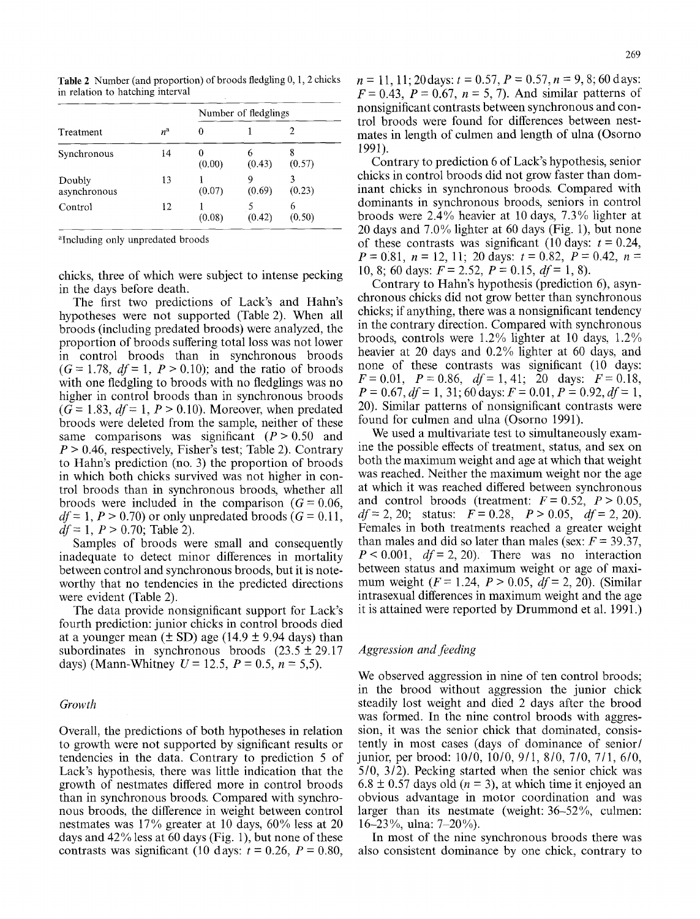**Table 2** Number (and proportion) of broods fledgling 0, 1, 2 chicks in relation to hatching interval

| Treatment | $n^a$ | Number of fledglings | | |
|---|---|---|---|---|
| | | 0 | 1 | 2 |
| Synchronous | 14 | 0 (0.00) | 6 (0.43) | 8 (0.57) |
| Doubly asynchronous | 13 | 1 (0.07) | 9 (0.69) | 3 (0.23) |
| Control | 12 | 1 (0.08) | 5 (0.42) | 6 (0.50) |

[a]Including only unpredated broods

chicks, three of which were subject to intense pecking in the days before death.

The first two predictions of Lack's and Hahn's hypotheses were not supported (Table 2). When all broods (including predated broods) were analyzed, the proportion of broods suffering total loss was not lower in control broods than in synchronous broods ($G = 1.78$, $df = 1$, $P > 0.10$); and the ratio of broods with one fledgling to broods with no fledglings was no higher in control broods than in synchronous broods ($G = 1.83$, $df = 1$, $P > 0.10$). Moreover, when predated broods were deleted from the sample, neither of these same comparisons was significant ($P > 0.50$ and $P > 0.46$, respectively, Fisher's test; Table 2). Contrary to Hahn's prediction (no. 3) the proportion of broods in which both chicks survived was not higher in control broods than in synchronous broods, whether all broods were included in the comparison ($G = 0.06$, $df = 1$, $P > 0.70$) or only unpredated broods ($G = 0.11$, $df = 1$, $P > 0.70$; Table 2).

Samples of broods were small and consequently inadequate to detect minor differences in mortality between control and synchronous broods, but it is noteworthy that no tendencies in the predicted directions were evident (Table 2).

The data provide nonsignificant support for Lack's fourth prediction: junior chicks in control broods died at a younger mean (± SD) age (14.9 ± 9.94 days) than subordinates in synchronous broods (23.5 ± 29.17 days) (Mann-Whitney $U = 12.5$, $P = 0.5$, $n = 5,5$).

## Growth

Overall, the predictions of both hypotheses in relation to growth were not supported by significant results or tendencies in the data. Contrary to prediction 5 of Lack's hypothesis, there was little indication that the growth of nestmates differed more in control broods than in synchronous broods. Compared with synchronous broods, the difference in weight between control nestmates was 17% greater at 10 days, 60% less at 20 days and 42% less at 60 days (Fig. 1), but none of these contrasts was significant (10 days: $t = 0.26$, $P = 0.80$, $n = 11, 11$; 20 days: $t = 0.57$, $P = 0.57$, $n = 9, 8$; 60 days: $F = 0.43$, $P = 0.67$, $n = 5, 7$). And similar patterns of nonsignificant contrasts between synchronous and control broods were found for differences between nestmates in length of culmen and length of ulna (Osorno 1991).

Contrary to prediction 6 of Lack's hypothesis, senior chicks in control broods did not grow faster than dominant chicks in synchronous broods. Compared with dominants in synchronous broods, seniors in control broods were 2.4% heavier at 10 days, 7.3% lighter at 20 days and 7.0% lighter at 60 days (Fig. 1), but none of these contrasts was significant (10 days: $t = 0.24$, $P = 0.81$, $n = 12, 11$; 20 days: $t = 0.82$, $P = 0.42$, $n = 10, 8$; 60 days: $F = 2.52$, $P = 0.15$, $df = 1, 8$).

Contrary to Hahn's hypothesis (prediction 6), asynchronous chicks did not grow better than synchronous chicks; if anything, there was a nonsignificant tendency in the contrary direction. Compared with synchronous broods, controls were 1.2% lighter at 10 days, 1.2% heavier at 20 days and 0.2% lighter at 60 days, and none of these contrasts was significant (10 days: $F = 0.01$, $P = 0.86$, $df = 1, 41$; 20 days: $F = 0.18$, $P = 0.67$, $df = 1, 31$; 60 days: $F = 0.01$, $P = 0.92$, $df = 1, 20$). Similar patterns of nonsignificant contrasts were found for culmen and ulna (Osorno 1991).

We used a multivariate test to simultaneously examine the possible effects of treatment, status, and sex on both the maximum weight and age at which that weight was reached. Neither the maximum weight nor the age at which it was reached differed between synchronous and control broods (treatment: $F = 0.52$, $P > 0.05$, $df = 2, 20$; status: $F = 0.28$, $P > 0.05$, $df = 2, 20$). Females in both treatments reached a greater weight than males and did so later than males (sex: $F = 39.37$, $P < 0.001$, $df = 2, 20$). There was no interaction between status and maximum weight or age of maximum weight ($F = 1.24$, $P > 0.05$, $df = 2, 20$). (Similar intrasexual differences in maximum weight and the age it is attained were reported by Drummond et al. 1991.)

## Aggression and feeding

We observed aggression in nine of ten control broods; in the brood without aggression the junior chick steadily lost weight and died 2 days after the brood was formed. In the nine control broods with aggression, it was the senior chick that dominated, consistently in most cases (days of dominance of senior/junior, per brood: 10/0, 10/0, 9/1, 8/0, 7/0, 7/1, 6/0, 5/0, 3/2). Pecking started when the senior chick was 6.8 ± 0.57 days old ($n = 3$), at which time it enjoyed an obvious advantage in motor coordination and was larger than its nestmate (weight: 36–52%, culmen: 16–23%, ulna: 7–20%).

In most of the nine synchronous broods there was also consistent dominance by one chick, contrary to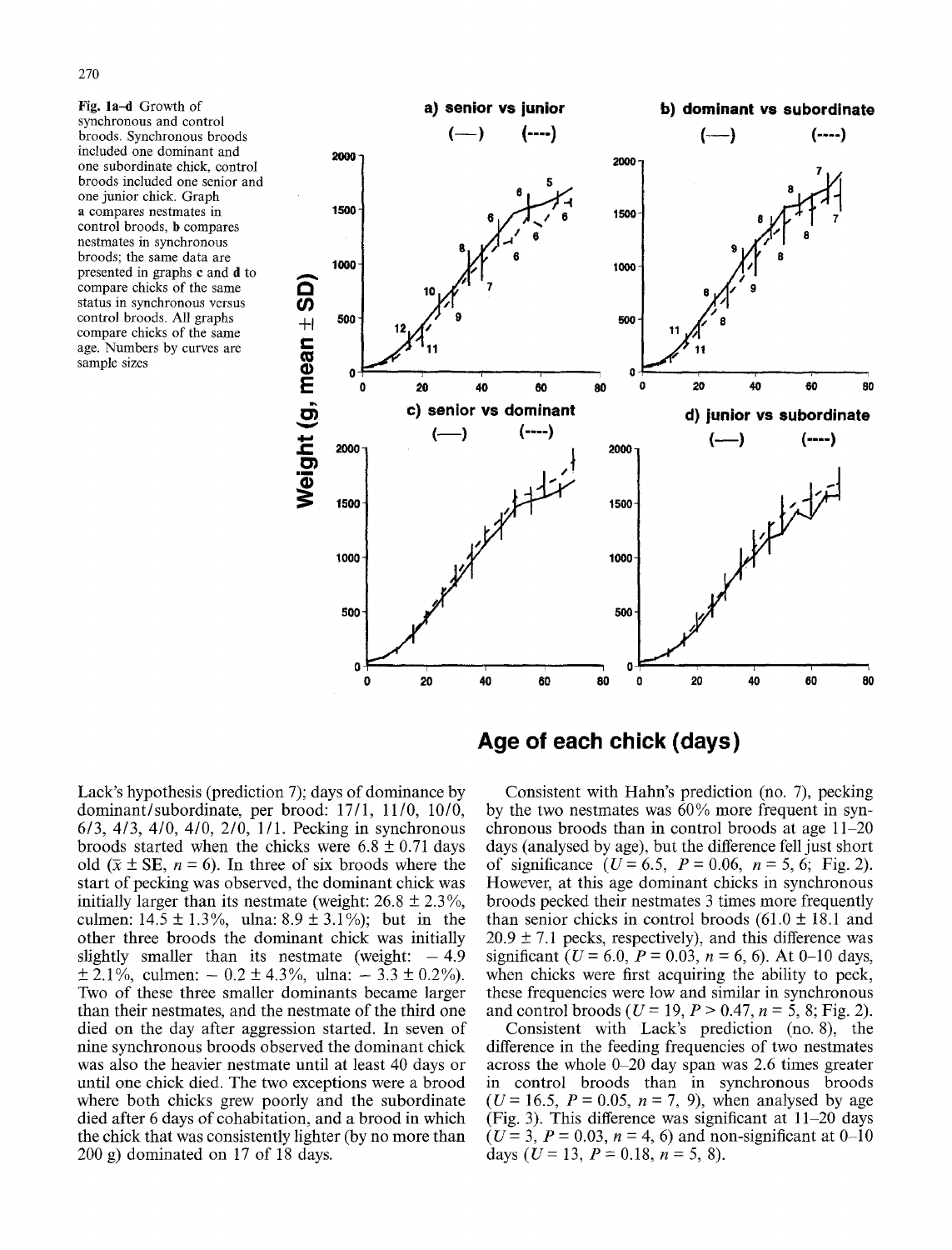Fig. 1a–d Growth of synchronous and control broods. Synchronous broods included one dominant and one subordinate chick, control broods included one senior and one junior chick. Graph **a** compares nestmates in control broods, **b** compares nestmates in synchronous broods; the same data are presented in graphs **c** and **d** to compare chicks of the same status in synchronous versus control broods. All graphs compare chicks of the same age. Numbers by curves are sample sizes

Lack's hypothesis (prediction 7); days of dominance by dominant/subordinate, per brood: 17/1, 11/0, 10/0, 6/3, 4/3, 4/0, 4/0, 2/0, 1/1. Pecking in synchronous broods started when the chicks were 6.8 ± 0.71 days old ($\bar{x}$ ± SE, $n = 6$). In three of six broods where the start of pecking was observed, the dominant chick was initially larger than its nestmate (weight: 26.8 ± 2.3%, culmen: 14.5 ± 1.3%, ulna: 8.9 ± 3.1%); but in the other three broods the dominant chick was initially slightly smaller than its nestmate (weight: − 4.9 ± 2.1%, culmen: − 0.2 ± 4.3%, ulna: − 3.3 ± 0.2%). Two of these three smaller dominants became larger than their nestmates, and the nestmate of the third one died on the day after aggression started. In seven of nine synchronous broods observed the dominant chick was also the heavier nestmate until at least 40 days or until one chick died. The two exceptions were a brood where both chicks grew poorly and the subordinate died after 6 days of cohabitation, and a brood in which the chick that was consistently lighter (by no more than 200 g) dominated on 17 of 18 days.

Consistent with Hahn's prediction (no. 7), pecking by the two nestmates was 60% more frequent in synchronous broods than in control broods at age 11–20 days (analysed by age), but the difference fell just short of significance ($U = 6.5$, $P = 0.06$, $n = 5, 6$; Fig. 2). However, at this age dominant chicks in synchronous broods pecked their nestmates 3 times more frequently than senior chicks in control broods (61.0 ± 18.1 and 20.9 ± 7.1 pecks, respectively), and this difference was significant ($U = 6.0$, $P = 0.03$, $n = 6, 6$). At 0–10 days, when chicks were first acquiring the ability to peck, these frequencies were low and similar in synchronous and control broods ($U = 19$, $P > 0.47$, $n = 5, 8$; Fig. 2).

Consistent with Lack's prediction (no. 8), the difference in the feeding frequencies of two nestmates across the whole 0–20 day span was 2.6 times greater in control broods than in synchronous broods ($U = 16.5$, $P = 0.05$, $n = 7, 9$), when analysed by age (Fig. 3). This difference was significant at 11–20 days ($U = 3$, $P = 0.03$, $n = 4, 6$) and non-significant at 0–10 days ($U = 13$, $P = 0.18$, $n = 5, 8$).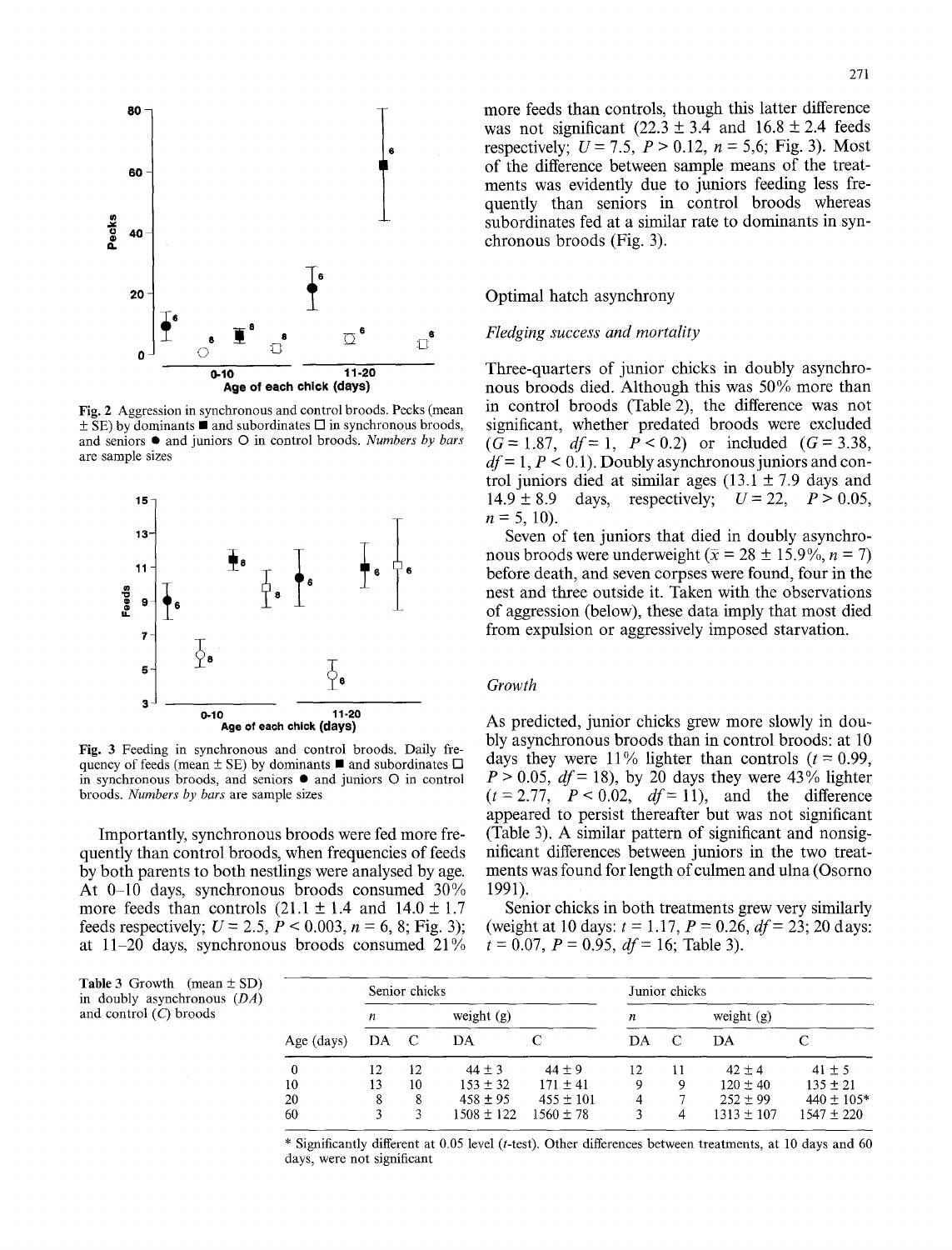Fig. 2 Aggression in synchronous and control broods. Pecks (mean ± SE) by dominants ■ and subordinates □ in synchronous broods, and seniors ● and juniors O in control broods. *Numbers by bars* are sample sizes

Fig. 3 Feeding in synchronous and control broods. Daily frequency of feeds (mean ± SE) by dominants ■ and subordinates □ in synchronous broods, and seniors ● and juniors O in control broods. *Numbers by bars* are sample sizes

Importantly, synchronous broods were fed more frequently than control broods, when frequencies of feeds by both parents to both nestlings were analysed by age. At 0–10 days, synchronous broods consumed 30% more feeds than controls (21.1 ± 1.4 and 14.0 ± 1.7 feeds respectively; $U = 2.5$, $P < 0.003$, $n = 6, 8$; Fig. 3); at 11–20 days, synchronous broods consumed 21% more feeds than controls, though this latter difference was not significant (22.3 ± 3.4 and 16.8 ± 2.4 feeds respectively; $U = 7.5$, $P > 0.12$, $n = 5,6$; Fig. 3). Most of the difference between sample means of the treatments was evidently due to juniors feeding less frequently than seniors in control broods whereas subordinates fed at a similar rate to dominants in synchronous broods (Fig. 3).

## Optimal hatch asynchrony

### *Fledging success and mortality*

Three-quarters of junior chicks in doubly asynchronous broods died. Although this was 50% more than in control broods (Table 2), the difference was not significant, whether predated broods were excluded ($G = 1.87$, $df = 1$, $P < 0.2$) or included ($G = 3.38$, $df = 1$, $P < 0.1$). Doubly asynchronous juniors and control juniors died at similar ages (13.1 ± 7.9 days and 14.9 ± 8.9 days, respectively; $U = 22$, $P > 0.05$, $n = 5, 10$).

Seven of ten juniors that died in doubly asynchronous broods were underweight ($\bar{x} = 28 \pm 15.9\%$, $n = 7$) before death, and seven corpses were found, four in the nest and three outside it. Taken with the observations of aggression (below), these data imply that most died from expulsion or aggressively imposed starvation.

### *Growth*

As predicted, junior chicks grew more slowly in doubly asynchronous broods than in control broods: at 10 days they were 11% lighter than controls ($t = 0.99$, $P > 0.05$, $df = 18$), by 20 days they were 43% lighter ($t = 2.77$, $P < 0.02$, $df = 11$), and the difference appeared to persist thereafter but was not significant (Table 3). A similar pattern of significant and nonsignificant differences between juniors in the two treatments was found for length of culmen and ulna (Osorno 1991).

Senior chicks in both treatments grew very similarly (weight at 10 days: $t = 1.17$, $P = 0.26$, $df = 23$; 20 days: $t = 0.07$, $P = 0.95$, $df = 16$; Table 3).

Table 3 Growth (mean ± SD) in doubly asynchronous (*DA*) and control (*C*) broods

| | Senior chicks | | | | Junior chicks | | | |
|---|---|---|---|---|---|---|---|---|
| | *n* | | weight (g) | | *n* | | weight (g) | |
| Age (days) | DA | C | DA | C | DA | C | DA | C |
| 0 | 12 | 12 | 44 ± 3 | 44 ± 9 | 12 | 11 | 42 ± 4 | 41 ± 5 |
| 10 | 13 | 10 | 153 ± 32 | 171 ± 41 | 9 | 9 | 120 ± 40 | 135 ± 21 |
| 20 | 8 | 8 | 458 ± 95 | 455 ± 101 | 4 | 7 | 252 ± 99 | 440 ± 105* |
| 60 | 3 | 3 | 1508 ± 122 | 1560 ± 78 | 3 | 4 | 1313 ± 107 | 1547 ± 220 |

\* Significantly different at 0.05 level (*t*-test). Other differences between treatments, at 10 days and 60 days, were not significant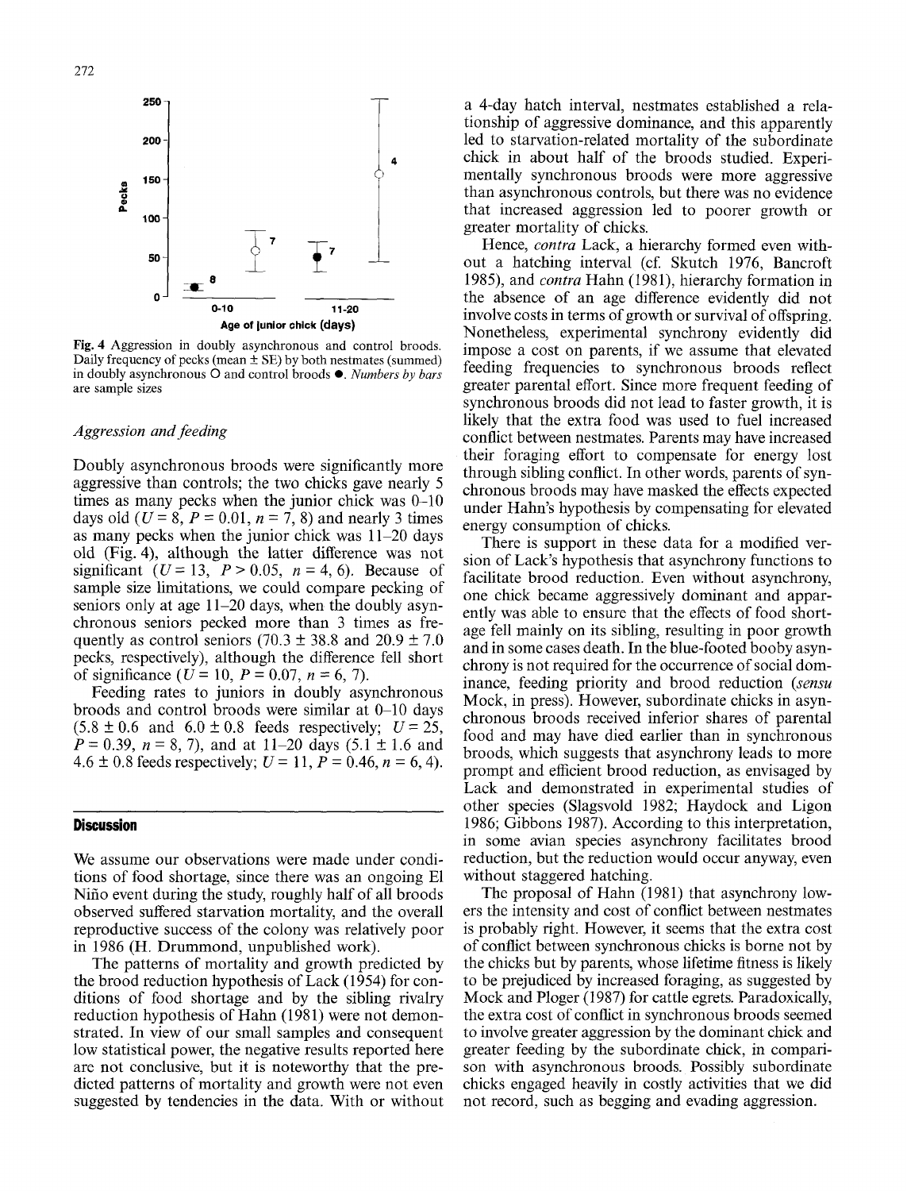250

200

150

100

50

0

Pecks

8

7

7

4

0-10

11-20

Age of junior chick (days)

Fig. 4 Aggression in doubly asynchronous and control broods. Daily frequency of pecks (mean ± SE) by both nestmates (summed) in doubly asynchronous O and control broods ●. *Numbers by bars* are sample sizes

### *Aggression and feeding*

Doubly asynchronous broods were significantly more aggressive than controls; the two chicks gave nearly 5 times as many pecks when the junior chick was 0–10 days old ($U = 8$, $P = 0.01$, $n = 7, 8$) and nearly 3 times as many pecks when the junior chick was 11–20 days old (Fig. 4), although the latter difference was not significant ($U = 13$, $P > 0.05$, $n = 4, 6$). Because of sample size limitations, we could compare pecking of seniors only at age 11–20 days, when the doubly asynchronous seniors pecked more than 3 times as frequently as control seniors (70.3 ± 38.8 and 20.9 ± 7.0 pecks, respectively), although the difference fell short of significance ($U = 10$, $P = 0.07$, $n = 6, 7$).

Feeding rates to juniors in doubly asynchronous broods and control broods were similar at 0–10 days (5.8 ± 0.6 and 6.0 ± 0.8 feeds respectively; $U = 25$, $P = 0.39$, $n = 8, 7$), and at 11–20 days (5.1 ± 1.6 and 4.6 ± 0.8 feeds respectively; $U = 11$, $P = 0.46$, $n = 6, 4$).

## Discussion

We assume our observations were made under conditions of food shortage, since there was an ongoing El Niño event during the study, roughly half of all broods observed suffered starvation mortality, and the overall reproductive success of the colony was relatively poor in 1986 (H. Drummond, unpublished work).

The patterns of mortality and growth predicted by the brood reduction hypothesis of Lack (1954) for conditions of food shortage and by the sibling rivalry reduction hypothesis of Hahn (1981) were not demonstrated. In view of our small samples and consequent low statistical power, the negative results reported here are not conclusive, but it is noteworthy that the predicted patterns of mortality and growth were not even suggested by tendencies in the data. With or without a 4-day hatch interval, nestmates established a relationship of aggressive dominance, and this apparently led to starvation-related mortality of the subordinate chick in about half of the broods studied. Experimentally synchronous broods were more aggressive than asynchronous controls, but there was no evidence that increased aggression led to poorer growth or greater mortality of chicks.

Hence, *contra* Lack, a hierarchy formed even without a hatching interval (cf. Skutch 1976, Bancroft 1985), and *contra* Hahn (1981), hierarchy formation in the absence of an age difference evidently did not involve costs in terms of growth or survival of offspring. Nonetheless, experimental synchrony evidently did impose a cost on parents, if we assume that elevated feeding frequencies to synchronous broods reflect greater parental effort. Since more frequent feeding of synchronous broods did not lead to faster growth, it is likely that the extra food was used to fuel increased conflict between nestmates. Parents may have increased their foraging effort to compensate for energy lost through sibling conflict. In other words, parents of synchronous broods may have masked the effects expected under Hahn's hypothesis by compensating for elevated energy consumption of chicks.

There is support in these data for a modified version of Lack's hypothesis that asynchrony functions to facilitate brood reduction. Even without asynchrony, one chick became aggressively dominant and apparently was able to ensure that the effects of food shortage fell mainly on its sibling, resulting in poor growth and in some cases death. In the blue-footed booby asynchrony is not required for the occurrence of social dominance, feeding priority and brood reduction (*sensu* Mock, in press). However, subordinate chicks in asynchronous broods received inferior shares of parental food and may have died earlier than in synchronous broods, which suggests that asynchrony leads to more prompt and efficient brood reduction, as envisaged by Lack and demonstrated in experimental studies of other species (Slagsvold 1982; Haydock and Ligon 1986; Gibbons 1987). According to this interpretation, in some avian species asynchrony facilitates brood reduction, but the reduction would occur anyway, even without staggered hatching.

The proposal of Hahn (1981) that asynchrony lowers the intensity and cost of conflict between nestmates is probably right. However, it seems that the extra cost of conflict between synchronous chicks is borne not by the chicks but by parents, whose lifetime fitness is likely to be prejudiced by increased foraging, as suggested by Mock and Ploger (1987) for cattle egrets. Paradoxically, the extra cost of conflict in synchronous broods seemed to involve greater aggression by the dominant chick and greater feeding by the subordinate chick, in comparison with asynchronous broods. Possibly subordinate chicks engaged heavily in costly activities that we did not record, such as begging and evading aggression.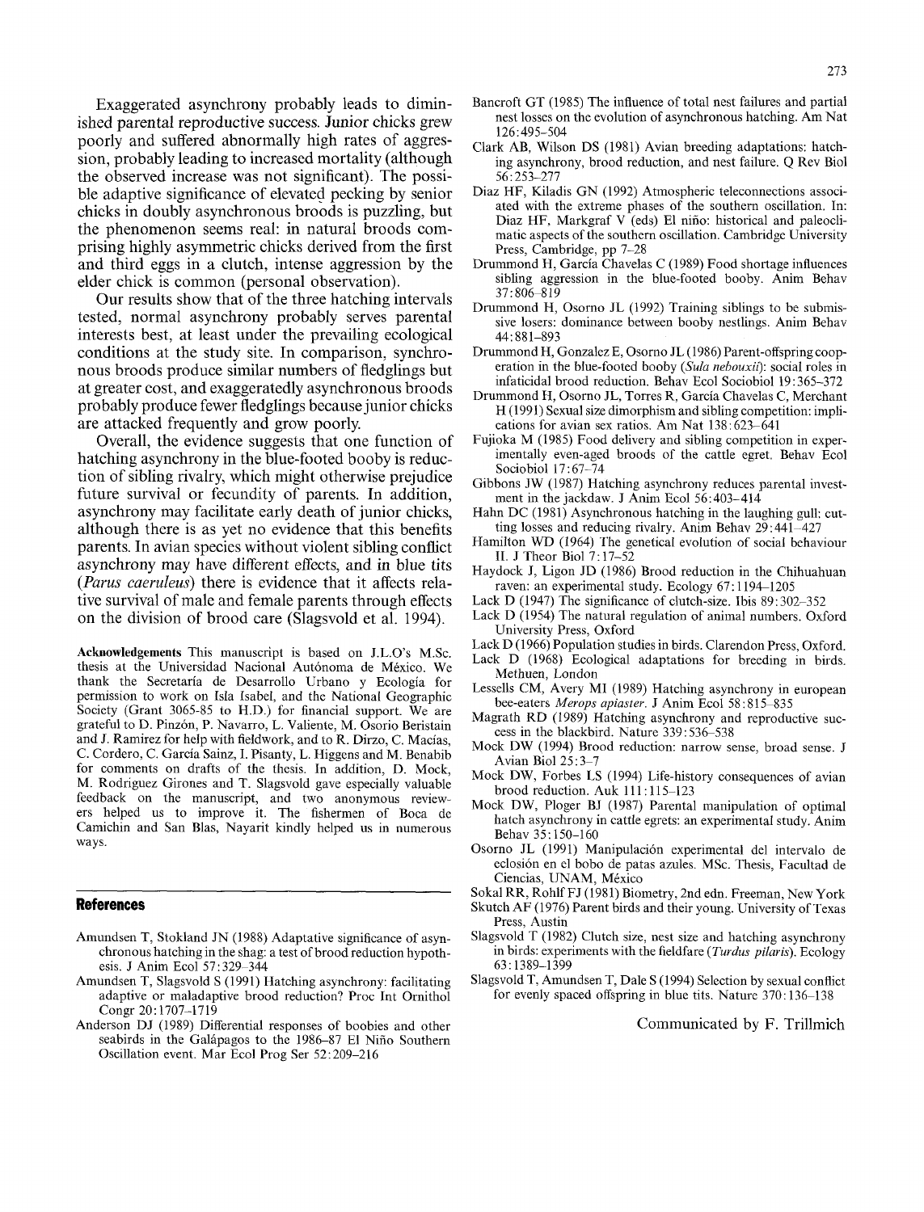Exaggerated asynchrony probably leads to diminished parental reproductive success. Junior chicks grew poorly and suffered abnormally high rates of aggression, probably leading to increased mortality (although the observed increase was not significant). The possible adaptive significance of elevated pecking by senior chicks in doubly asynchronous broods is puzzling, but the phenomenon seems real: in natural broods comprising highly asymmetric chicks derived from the first and third eggs in a clutch, intense aggression by the elder chick is common (personal observation).

Our results show that of the three hatching intervals tested, normal asynchrony probably serves parental interests best, at least under the prevailing ecological conditions at the study site. In comparison, synchronous broods produce similar numbers of fledglings but at greater cost, and exaggeratedly asynchronous broods probably produce fewer fledglings because junior chicks are attacked frequently and grow poorly.

Overall, the evidence suggests that one function of hatching asynchrony in the blue-footed booby is reduction of sibling rivalry, which might otherwise prejudice future survival or fecundity of parents. In addition, asynchrony may facilitate early death of junior chicks, although there is as yet no evidence that this benefits parents. In avian species without violent sibling conflict asynchrony may have different effects, and in blue tits (*Parus caeruleus*) there is evidence that it affects relative survival of male and female parents through effects on the division of brood care (Slagsvold et al. 1994).

**Acknowledgements** This manuscript is based on J.L.O's M.Sc. thesis at the Universidad Nacional Autónoma de México. We thank the Secretaría de Desarrollo Urbano y Ecología for permission to work on Isla Isabel, and the National Geographic Society (Grant 3065-85 to H.D.) for financial support. We are grateful to D. Pinzón, P. Navarro, L. Valiente, M. Osorio Beristain and J. Ramirez for help with fieldwork, and to R. Dirzo, C. Macías, C. Cordero, C. García Sainz, I. Pisanty, L. Higgens and M. Benabib for comments on drafts of the thesis. In addition, D. Mock, M. Rodriguez Girones and T. Slagsvold gave especially valuable feedback on the manuscript, and two anonymous reviewers helped us to improve it. The fishermen of Boca de Camichin and San Blas, Nayarit kindly helped us in numerous ways.

## References

Amundsen T, Stokland JN (1988) Adaptative significance of asynchronous hatching in the shag: a test of brood reduction hypothesis. J Anim Ecol 57:329–344

Amundsen T, Slagsvold S (1991) Hatching asynchrony: facilitating adaptive or maladaptive brood reduction? Proc Int Ornithol Congr 20:1707–1719

Anderson DJ (1989) Differential responses of boobies and other seabirds in the Galápagos to the 1986–87 El Niño Southern Oscillation event. Mar Ecol Prog Ser 52:209–216

Bancroft GT (1985) The influence of total nest failures and partial nest losses on the evolution of asynchronous hatching. Am Nat 126:495–504

Clark AB, Wilson DS (1981) Avian breeding adaptations: hatching asynchrony, brood reduction, and nest failure. Q Rev Biol 56:253–277

Diaz HF, Kiladis GN (1992) Atmospheric teleconnections associated with the extreme phases of the southern oscillation. In: Diaz HF, Markgraf V (eds) El niño: historical and paleoclimatic aspects of the southern oscillation. Cambridge University Press, Cambridge, pp 7–28

Drummond H, García Chavelas C (1989) Food shortage influences sibling aggression in the blue-footed booby. Anim Behav 37:806–819

Drummond H, Osorno JL (1992) Training siblings to be submissive losers: dominance between booby nestlings. Anim Behav 44:881–893

Drummond H, Gonzalez E, Osorno JL (1986) Parent-offspring cooperation in the blue-footed booby (*Sula nebouxii*): social roles in infaticidal brood reduction. Behav Ecol Sociobiol 19:365–372

Drummond H, Osorno JL, Torres R, García Chavelas C, Merchant H (1991) Sexual size dimorphism and sibling competition: implications for avian sex ratios. Am Nat 138:623–641

Fujioka M (1985) Food delivery and sibling competition in experimentally even-aged broods of the cattle egret. Behav Ecol Sociobiol 17:67–74

Gibbons JW (1987) Hatching asynchrony reduces parental investment in the jackdaw. J Anim Ecol 56:403–414

Hahn DC (1981) Asynchronous hatching in the laughing gull: cutting losses and reducing rivalry. Anim Behav 29:441–427

Hamilton WD (1964) The genetical evolution of social behaviour II. J Theor Biol 7:17–52

Haydock J, Ligon JD (1986) Brood reduction in the Chihuahuan raven: an experimental study. Ecology 67:1194–1205

Lack D (1947) The significance of clutch-size. Ibis 89:302–352

Lack D (1954) The natural regulation of animal numbers. Oxford University Press, Oxford

Lack D (1966) Population studies in birds. Clarendon Press, Oxford.

Lack D (1968) Ecological adaptations for breeding in birds. Methuen, London

Lessells CM, Avery MI (1989) Hatching asynchrony in european bee-eaters *Merops apiaster*. J Anim Ecol 58:815–835

Magrath RD (1989) Hatching asynchrony and reproductive success in the blackbird. Nature 339:536–538

Mock DW (1994) Brood reduction: narrow sense, broad sense. J Avian Biol 25:3–7

Mock DW, Forbes LS (1994) Life-history consequences of avian brood reduction. Auk 111:115–123

Mock DW, Ploger BJ (1987) Parental manipulation of optimal hatch asynchrony in cattle egrets: an experimental study. Anim Behav 35:150–160

Osorno JL (1991) Manipulación experimental del intervalo de eclosión en el bobo de patas azules. MSc. Thesis, Facultad de Ciencias, UNAM, México

Sokal RR, Rohlf FJ (1981) Biometry, 2nd edn. Freeman, New York

Skutch AF (1976) Parent birds and their young. University of Texas Press, Austin

Slagsvold T (1982) Clutch size, nest size and hatching asynchrony in birds: experiments with the fieldfare (*Turdus pilaris*). Ecology 63:1389–1399

Slagsvold T, Amundsen T, Dale S (1994) Selection by sexual conflict for evenly spaced offspring in blue tits. Nature 370:136–138

Communicated by F. Trillmich